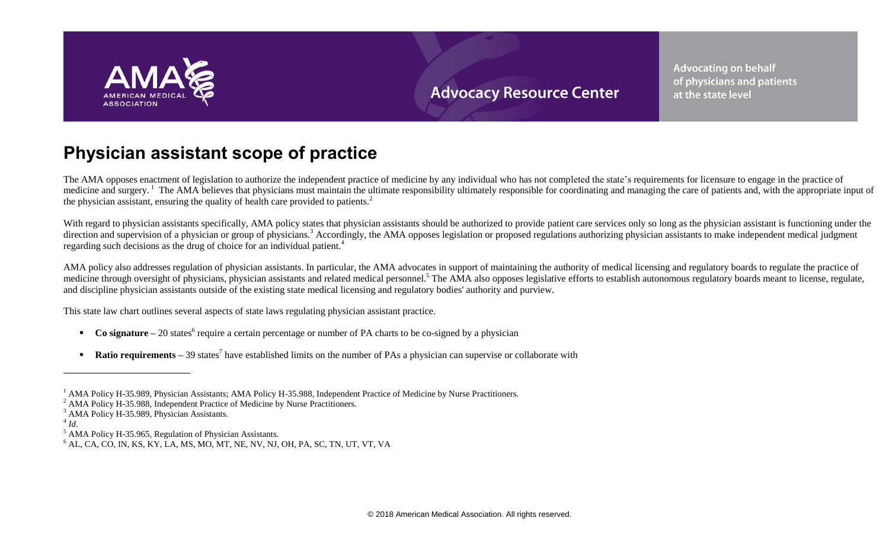Advocacy Resource Center

Advocating on behalf of physicians and patients at the state level

# Physician assistant scope of practice

The AMA opposes enactment of legislation to authorize the independent practice of medicine by any individual who has not completed the state's requirements for licensure to engage in the practice of medicine and surgery.[1] The AMA believes that physicians must maintain the ultimate responsibility ultimately responsible for coordinating and managing the care of patients and, with the appropriate input of the physician assistant, ensuring the quality of health care provided to patients.[2]

With regard to physician assistants specifically, AMA policy states that physician assistants should be authorized to provide patient care services only so long as the physician assistant is functioning under the direction and supervision of a physician or group of physicians.[3] Accordingly, the AMA opposes legislation or proposed regulations authorizing physician assistants to make independent medical judgment regarding such decisions as the drug of choice for an individual patient.[4]

AMA policy also addresses regulation of physician assistants. In particular, the AMA advocates in support of maintaining the authority of medical licensing and regulatory boards to regulate the practice of medicine through oversight of physicians, physician assistants and related medical personnel.[5] The AMA also opposes legislative efforts to establish autonomous regulatory boards meant to license, regulate, and discipline physician assistants outside of the existing state medical licensing and regulatory bodies' authority and purview.

This state law chart outlines several aspects of state laws regulating physician assistant practice.

- **Co signature** – 20 states[6] require a certain percentage or number of PA charts to be co-signed by a physician
- **Ratio requirements** – 39 states[7] have established limits on the number of PAs a physician can supervise or collaborate with

---

[1] AMA Policy H-35.989, Physician Assistants; AMA Policy H-35.988, Independent Practice of Medicine by Nurse Practitioners.

[2] AMA Policy H-35.988, Independent Practice of Medicine by Nurse Practitioners.

[3] AMA Policy H-35.989, Physician Assistants.

[4] *Id.*

[5] AMA Policy H-35.965, Regulation of Physician Assistants.

[6] AL, CA, CO, IN, KS, KY, LA, MS, MO, MT, NE, NV, NJ, OH, PA, SC, TN, UT, VT, VA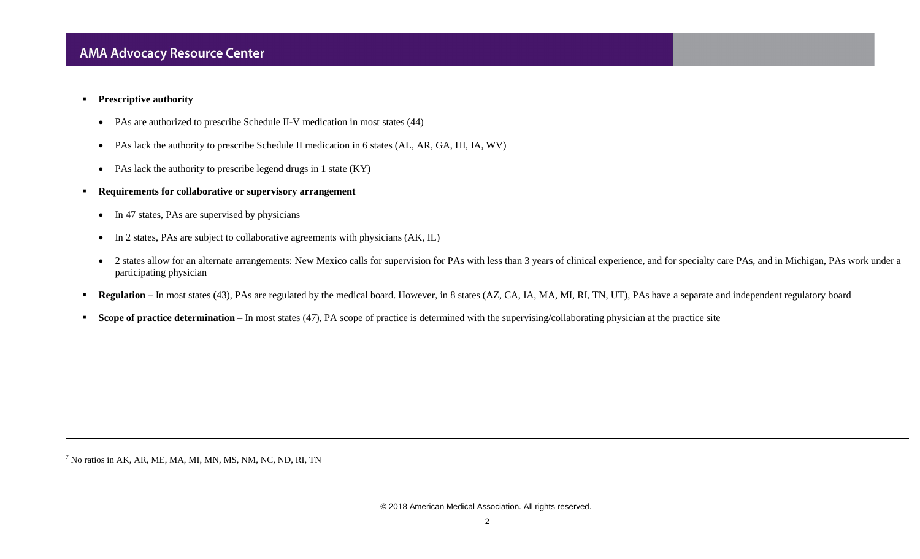- **Prescriptive authority**
  - PAs are authorized to prescribe Schedule II-V medication in most states (44)
  - PAs lack the authority to prescribe Schedule II medication in 6 states (AL, AR, GA, HI, IA, WV)
  - PAs lack the authority to prescribe legend drugs in 1 state (KY)
- **Requirements for collaborative or supervisory arrangement**
  - In 47 states, PAs are supervised by physicians
  - In 2 states, PAs are subject to collaborative agreements with physicians (AK, IL)
  - 2 states allow for an alternate arrangements: New Mexico calls for supervision for PAs with less than 3 years of clinical experience, and for specialty care PAs, and in Michigan, PAs work under a participating physician
- **Regulation** – In most states (43), PAs are regulated by the medical board. However, in 8 states (AZ, CA, IA, MA, MI, RI, TN, UT), PAs have a separate and independent regulatory board
- **Scope of practice determination** – In most states (47), PA scope of practice is determined with the supervising/collaborating physician at the practice site

---

[7] No ratios in AK, AR, ME, MA, MI, MN, MS, NM, NC, ND, RI, TN

© 2018 American Medical Association. All rights reserved.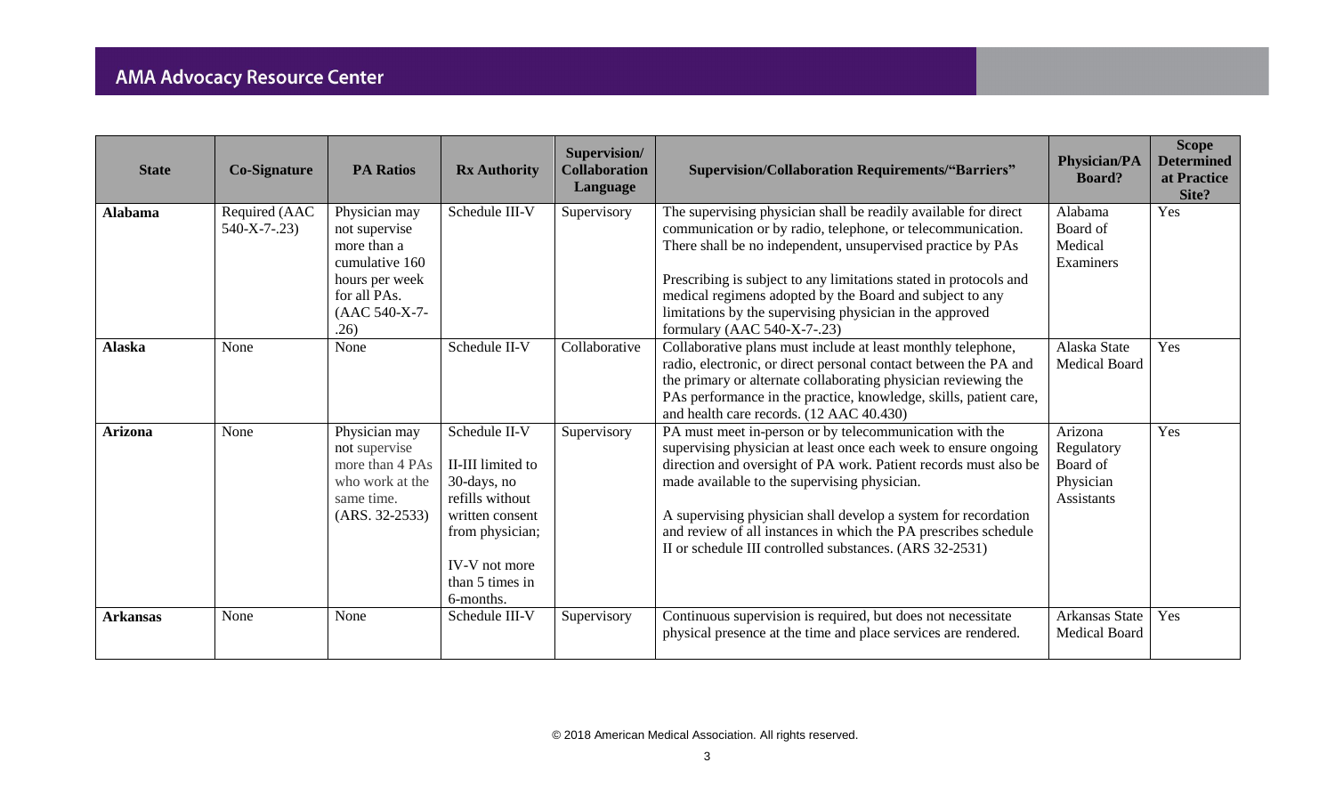| State | Co-Signature | PA Ratios | Rx Authority | Supervision/ Collaboration Language | Supervision/Collaboration Requirements/"Barriers" | Physician/PA Board? | Scope Determined at Practice Site? |
|---|---|---|---|---|---|---|---|
| **Alabama** | Required (AAC 540-X-7-.23) | Physician may not supervise more than a cumulative 160 hours per week for all PAs. (AAC 540-X-7-.26) | Schedule III-V | Supervisory | The supervising physician shall be readily available for direct communication or by radio, telephone, or telecommunication. There shall be no independent, unsupervised practice by PAs<br><br>Prescribing is subject to any limitations stated in protocols and medical regimens adopted by the Board and subject to any limitations by the supervising physician in the approved formulary (AAC 540-X-7-.23) | Alabama Board of Medical Examiners | Yes |
| **Alaska** | None | None | Schedule II-V | Collaborative | Collaborative plans must include at least monthly telephone, radio, electronic, or direct personal contact between the PA and the primary or alternate collaborating physician reviewing the PAs performance in the practice, knowledge, skills, patient care, and health care records. (12 AAC 40.430) | Alaska State Medical Board | Yes |
| **Arizona** | None | Physician may not supervise more than 4 PAs who work at the same time. (ARS. 32-2533) | Schedule II-V<br><br>II-III limited to 30-days, no refills without written consent from physician;<br><br>IV-V not more than 5 times in 6-months. | Supervisory | PA must meet in-person or by telecommunication with the supervising physician at least once each week to ensure ongoing direction and oversight of PA work. Patient records must also be made available to the supervising physician.<br><br>A supervising physician shall develop a system for recordation and review of all instances in which the PA prescribes schedule II or schedule III controlled substances. (ARS 32-2531) | Arizona Regulatory Board of Physician Assistants | Yes |
| **Arkansas** | None | None | Schedule III-V | Supervisory | Continuous supervision is required, but does not necessitate physical presence at the time and place services are rendered. | Arkansas State Medical Board | Yes |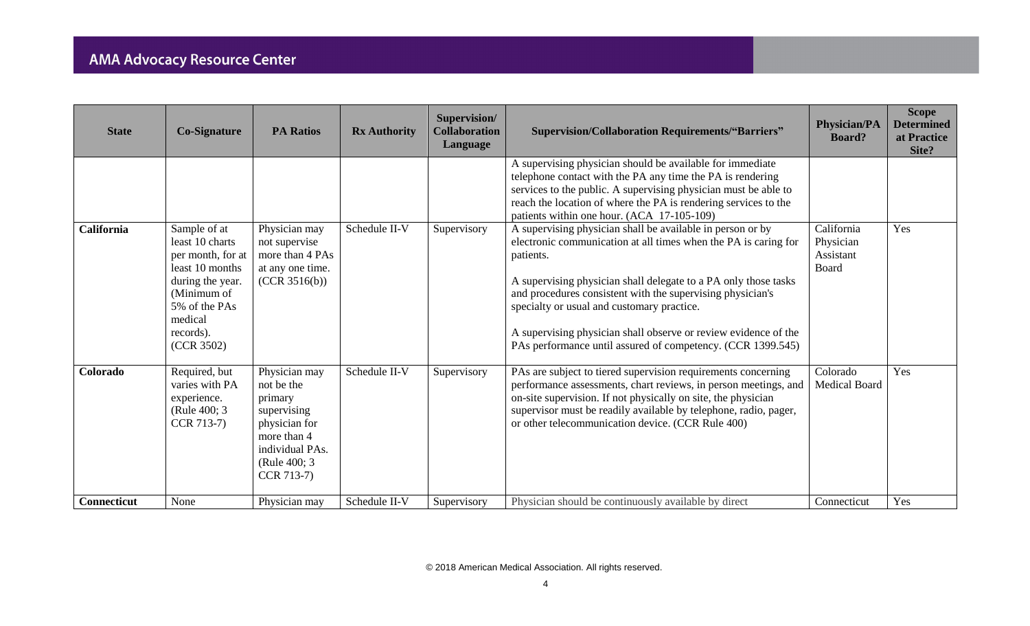| State | Co-Signature | PA Ratios | Rx Authority | Supervision/ Collaboration Language | Supervision/Collaboration Requirements/"Barriers" | Physician/PA Board? | Scope Determined at Practice Site? |
|---|---|---|---|---|---|---|---|
| | | | | | A supervising physician should be available for immediate telephone contact with the PA any time the PA is rendering services to the public. A supervising physician must be able to reach the location of where the PA is rendering services to the patients within one hour. (ACA 17-105-109) | | |
| **California** | Sample of at least 10 charts per month, for at least 10 months during the year. (Minimum of 5% of the PAs medical records). (CCR 3502) | Physician may not supervise more than 4 PAs at any one time. (CCR 3516(b)) | Schedule II-V | Supervisory | A supervising physician shall be available in person or by electronic communication at all times when the PA is caring for patients.<br><br>A supervising physician shall delegate to a PA only those tasks and procedures consistent with the supervising physician's specialty or usual and customary practice.<br><br>A supervising physician shall observe or review evidence of the PAs performance until assured of competency. (CCR 1399.545) | California Physician Assistant Board | Yes |
| **Colorado** | Required, but varies with PA experience. (Rule 400; 3 CCR 713-7) | Physician may not be the primary supervising physician for more than 4 individual PAs. (Rule 400; 3 CCR 713-7) | Schedule II-V | Supervisory | PAs are subject to tiered supervision requirements concerning performance assessments, chart reviews, in person meetings, and on-site supervision. If not physically on site, the physician supervisor must be readily available by telephone, radio, pager, or other telecommunication device. (CCR Rule 400) | Colorado Medical Board | Yes |
| **Connecticut** | None | Physician may | Schedule II-V | Supervisory | Physician should be continuously available by direct | Connecticut | Yes |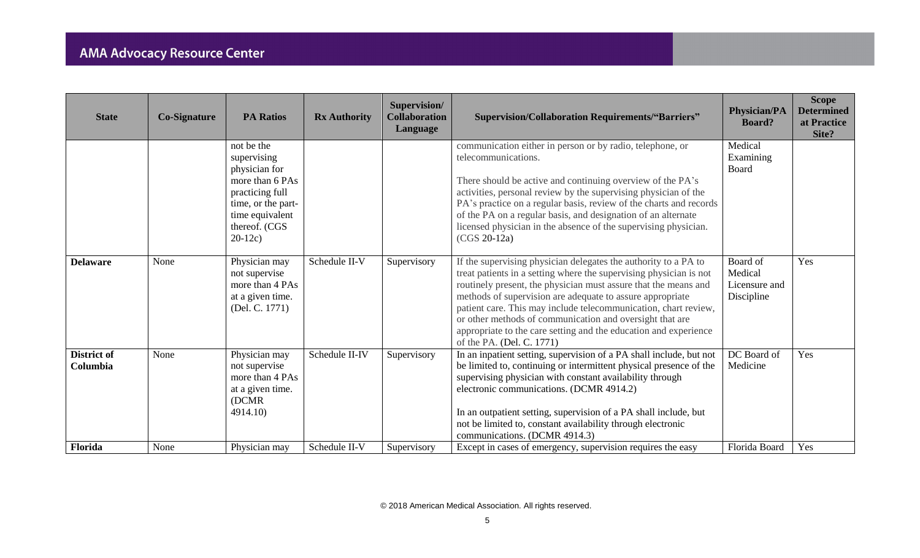| State | Co-Signature | PA Ratios | Rx Authority | Supervision/ Collaboration Language | Supervision/Collaboration Requirements/"Barriers" | Physician/PA Board? | Scope Determined at Practice Site? |
|---|---|---|---|---|---|---|---|
| | | not be the supervising physician for more than 6 PAs practicing full time, or the part-time equivalent thereof. (CGS 20-12c) | | | communication either in person or by radio, telephone, or telecommunications.<br><br>There should be active and continuing overview of the PA's activities, personal review by the supervising physician of the PA's practice on a regular basis, review of the charts and records of the PA on a regular basis, and designation of an alternate licensed physician in the absence of the supervising physician. (CGS 20-12a) | Medical Examining Board | |
| **Delaware** | None | Physician may not supervise more than 4 PAs at a given time. (Del. C. 1771) | Schedule II-V | Supervisory | If the supervising physician delegates the authority to a PA to treat patients in a setting where the supervising physician is not routinely present, the physician must assure that the means and methods of supervision are adequate to assure appropriate patient care. This may include telecommunication, chart review, or other methods of communication and oversight that are appropriate to the care setting and the education and experience of the PA. (Del. C. 1771) | Board of Medical Licensure and Discipline | Yes |
| **District of Columbia** | None | Physician may not supervise more than 4 PAs at a given time. (DCMR 4914.10) | Schedule II-IV | Supervisory | In an inpatient setting, supervision of a PA shall include, but not be limited to, continuing or intermittent physical presence of the supervising physician with constant availability through electronic communications. (DCMR 4914.2)<br><br>In an outpatient setting, supervision of a PA shall include, but not be limited to, constant availability through electronic communications. (DCMR 4914.3) | DC Board of Medicine | Yes |
| **Florida** | None | Physician may | Schedule II-V | Supervisory | Except in cases of emergency, supervision requires the easy | Florida Board | Yes |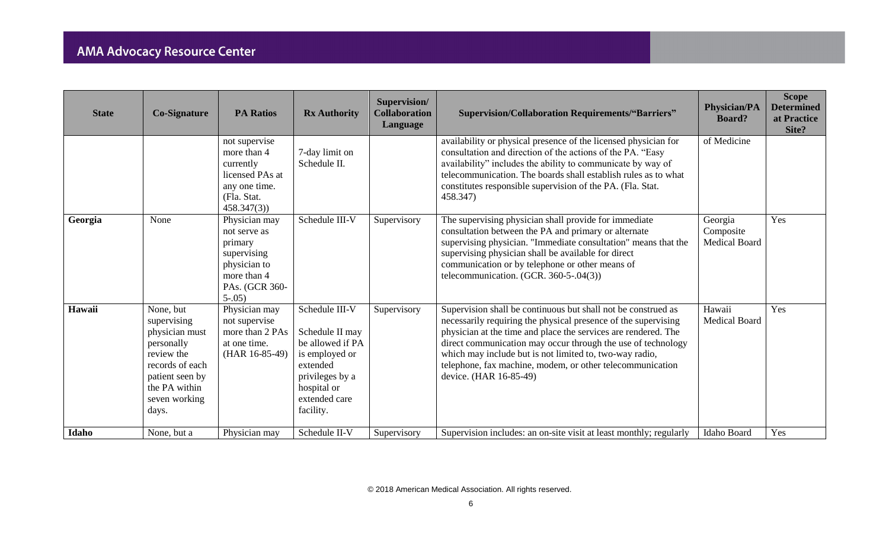| State | Co-Signature | PA Ratios | Rx Authority | Supervision/ Collaboration Language | Supervision/Collaboration Requirements/"Barriers" | Physician/PA Board? | Scope Determined at Practice Site? |
|---|---|---|---|---|---|---|---|
| | | not supervise more than 4 currently licensed PAs at any one time. (Fla. Stat. 458.347(3)) | 7-day limit on Schedule II. | | availability or physical presence of the licensed physician for consultation and direction of the actions of the PA. "Easy availability" includes the ability to communicate by way of telecommunication. The boards shall establish rules as to what constitutes responsible supervision of the PA. (Fla. Stat. 458.347) | of Medicine | |
| **Georgia** | None | Physician may not serve as primary supervising physician to more than 4 PAs. (GCR 360-5-.05) | Schedule III-V | Supervisory | The supervising physician shall provide for immediate consultation between the PA and primary or alternate supervising physician. "Immediate consultation" means that the supervising physician shall be available for direct communication or by telephone or other means of telecommunication. (GCR. 360-5-.04(3)) | Georgia Composite Medical Board | Yes |
| **Hawaii** | None, but supervising physician must personally review the records of each patient seen by the PA within seven working days. | Physician may not supervise more than 2 PAs at one time. (HAR 16-85-49) | Schedule III-V<br><br>Schedule II may be allowed if PA is employed or extended privileges by a hospital or extended care facility. | Supervisory | Supervision shall be continuous but shall not be construed as necessarily requiring the physical presence of the supervising physician at the time and place the services are rendered. The direct communication may occur through the use of technology which may include but is not limited to, two-way radio, telephone, fax machine, modem, or other telecommunication device. (HAR 16-85-49) | Hawaii Medical Board | Yes |
| **Idaho** | None, but a | Physician may | Schedule II-V | Supervisory | Supervision includes: an on-site visit at least monthly; regularly | Idaho Board | Yes |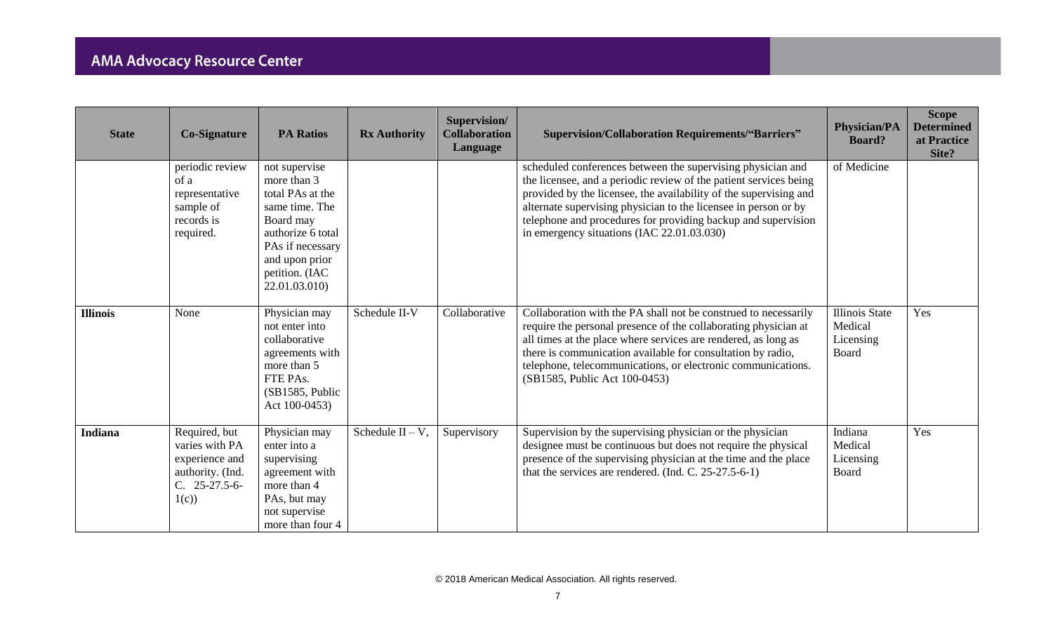| State | Co-Signature | PA Ratios | Rx Authority | Supervision/ Collaboration Language | Supervision/Collaboration Requirements/"Barriers" | Physician/PA Board? | Scope Determined at Practice Site? |
|---|---|---|---|---|---|---|---|
| | periodic review of a representative sample of records is required. | not supervise more than 3 total PAs at the same time. The Board may authorize 6 total PAs if necessary and upon prior petition. (IAC 22.01.03.010) | | | scheduled conferences between the supervising physician and the licensee, and a periodic review of the patient services being provided by the licensee, the availability of the supervising and alternate supervising physician to the licensee in person or by telephone and procedures for providing backup and supervision in emergency situations (IAC 22.01.03.030) | of Medicine | |
| **Illinois** | None | Physician may not enter into collaborative agreements with more than 5 FTE PAs. (SB1585, Public Act 100-0453) | Schedule II-V | Collaborative | Collaboration with the PA shall not be construed to necessarily require the personal presence of the collaborating physician at all times at the place where services are rendered, as long as there is communication available for consultation by radio, telephone, telecommunications, or electronic communications. (SB1585, Public Act 100-0453) | Illinois State Medical Licensing Board | Yes |
| **Indiana** | Required, but varies with PA experience and authority. (Ind. C. 25-27.5-6-1(c)) | Physician may enter into a supervising agreement with more than 4 PAs, but may not supervise more than four 4 | Schedule II – V, | Supervisory | Supervision by the supervising physician or the physician designee must be continuous but does not require the physical presence of the supervising physician at the time and the place that the services are rendered. (Ind. C. 25-27.5-6-1) | Indiana Medical Licensing Board | Yes |

© 2018 American Medical Association. All rights reserved.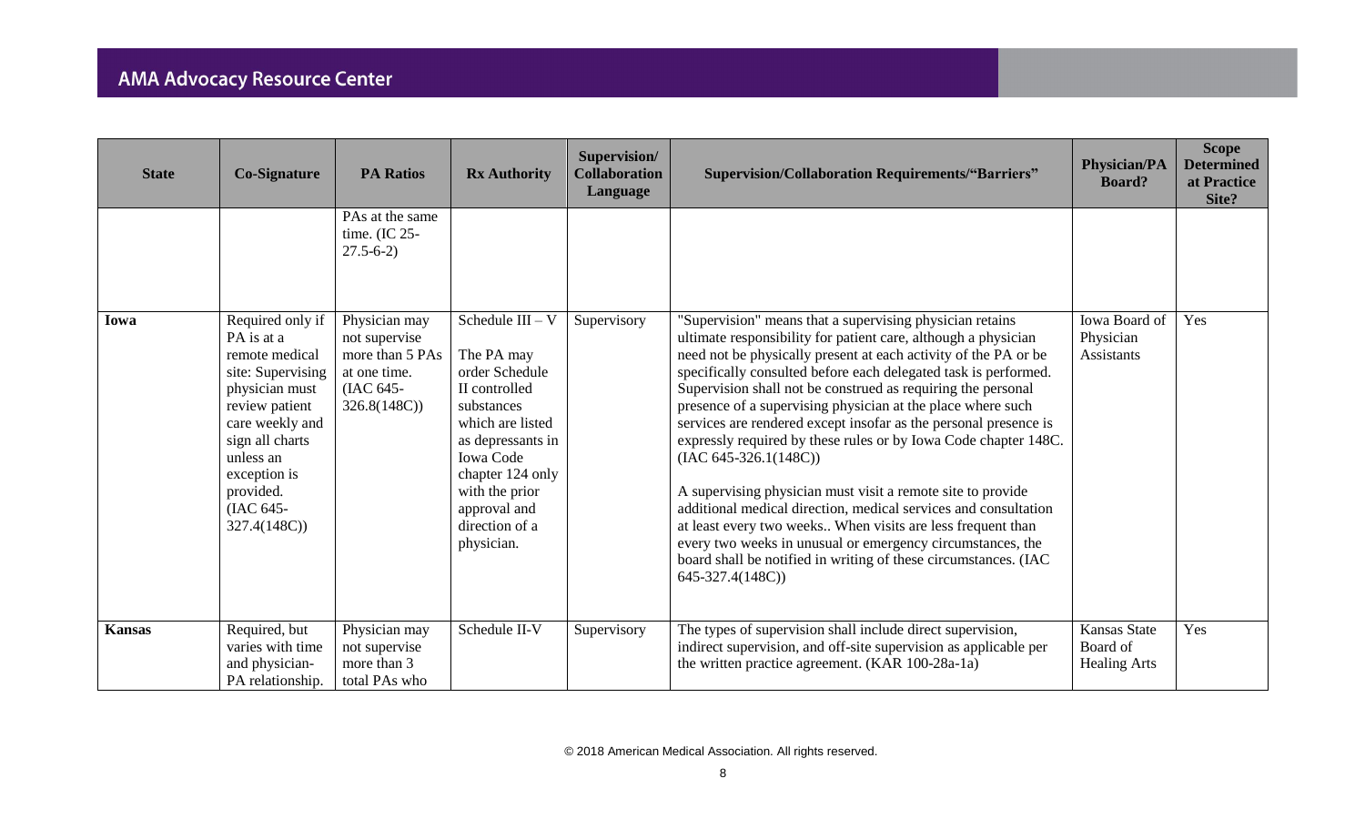| State | Co-Signature | PA Ratios | Rx Authority | Supervision/ Collaboration Language | Supervision/Collaboration Requirements/"Barriers" | Physician/PA Board? | Scope Determined at Practice Site? |
|---|---|---|---|---|---|---|---|
| | | PAs at the same time. (IC 25-27.5-6-2) | | | | | |
| **Iowa** | Required only if PA is at a remote medical site: Supervising physician must review patient care weekly and sign all charts unless an exception is provided. (IAC 645-327.4(148C)) | Physician may not supervise more than 5 PAs at one time. (IAC 645-326.8(148C)) | Schedule III – V<br><br>The PA may order Schedule II controlled substances which are listed as depressants in Iowa Code chapter 124 only with the prior approval and direction of a physician. | Supervisory | "Supervision" means that a supervising physician retains ultimate responsibility for patient care, although a physician need not be physically present at each activity of the PA or be specifically consulted before each delegated task is performed. Supervision shall not be construed as requiring the personal presence of a supervising physician at the place where such services are rendered except insofar as the personal presence is expressly required by these rules or by Iowa Code chapter 148C. (IAC 645-326.1(148C))<br><br>A supervising physician must visit a remote site to provide additional medical direction, medical services and consultation at least every two weeks.. When visits are less frequent than every two weeks in unusual or emergency circumstances, the board shall be notified in writing of these circumstances. (IAC 645-327.4(148C)) | Iowa Board of Physician Assistants | Yes |
| **Kansas** | Required, but varies with time and physician-PA relationship. | Physician may not supervise more than 3 total PAs who | Schedule II-V | Supervisory | The types of supervision shall include direct supervision, indirect supervision, and off-site supervision as applicable per the written practice agreement. (KAR 100-28a-1a) | Kansas State Board of Healing Arts | Yes |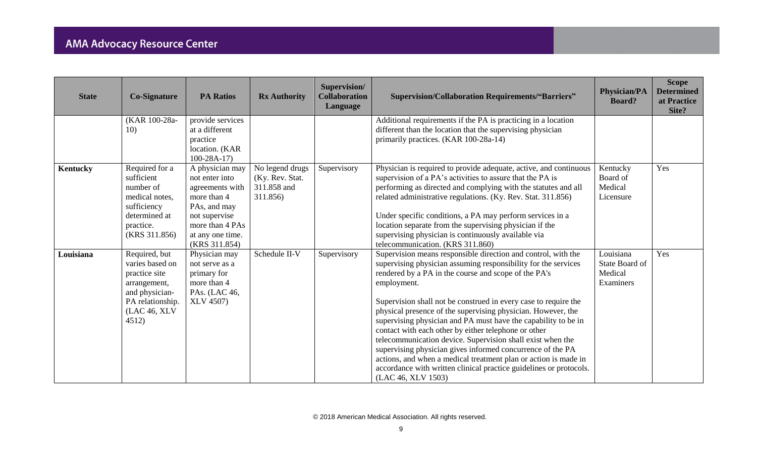| State | Co-Signature | PA Ratios | Rx Authority | Supervision/ Collaboration Language | Supervision/Collaboration Requirements/"Barriers" | Physician/PA Board? | Scope Determined at Practice Site? |
|---|---|---|---|---|---|---|---|
| | (KAR 100-28a-10) | provide services at a different practice location. (KAR 100-28A-17) | | | Additional requirements if the PA is practicing in a location different than the location that the supervising physician primarily practices. (KAR 100-28a-14) | | |
| **Kentucky** | Required for a sufficient number of medical notes, sufficiency determined at practice. (KRS 311.856) | A physician may not enter into agreements with more than 4 PAs, and may not supervise more than 4 PAs at any one time. (KRS 311.854) | No legend drugs (Ky. Rev. Stat. 311.858 and 311.856) | Supervisory | Physician is required to provide adequate, active, and continuous supervision of a PA's activities to assure that the PA is performing as directed and complying with the statutes and all related administrative regulations. (Ky. Rev. Stat. 311.856)<br><br>Under specific conditions, a PA may perform services in a location separate from the supervising physician if the supervising physician is continuously available via telecommunication. (KRS 311.860) | Kentucky Board of Medical Licensure | Yes |
| **Louisiana** | Required, but varies based on practice site arrangement, and physician-PA relationship. (LAC 46, XLV 4512) | Physician may not serve as a primary for more than 4 PAs. (LAC 46, XLV 4507) | Schedule II-V | Supervisory | Supervision means responsible direction and control, with the supervising physician assuming responsibility for the services rendered by a PA in the course and scope of the PA's employment.<br><br>Supervision shall not be construed in every case to require the physical presence of the supervising physician. However, the supervising physician and PA must have the capability to be in contact with each other by either telephone or other telecommunication device. Supervision shall exist when the supervising physician gives informed concurrence of the PA actions, and when a medical treatment plan or action is made in accordance with written clinical practice guidelines or protocols. (LAC 46, XLV 1503) | Louisiana State Board of Medical Examiners | Yes |

© 2018 American Medical Association. All rights reserved.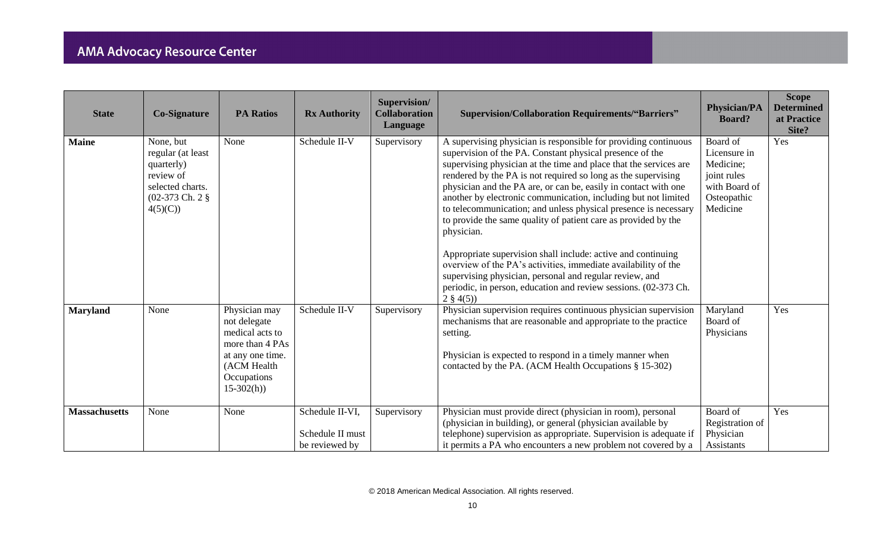| State | Co-Signature | PA Ratios | Rx Authority | Supervision/ Collaboration Language | Supervision/Collaboration Requirements/"Barriers" | Physician/PA Board? | Scope Determined at Practice Site? |
|---|---|---|---|---|---|---|---|
| **Maine** | None, but regular (at least quarterly) review of selected charts. (02-373 Ch. 2 § 4(5)(C)) | None | Schedule II-V | Supervisory | A supervising physician is responsible for providing continuous supervision of the PA. Constant physical presence of the supervising physician at the time and place that the services are rendered by the PA is not required so long as the supervising physician and the PA are, or can be, easily in contact with one another by electronic communication, including but not limited to telecommunication; and unless physical presence is necessary to provide the same quality of patient care as provided by the physician.<br><br>Appropriate supervision shall include: active and continuing overview of the PA's activities, immediate availability of the supervising physician, personal and regular review, and periodic, in person, education and review sessions. (02-373 Ch. 2 § 4(5)) | Board of Licensure in Medicine; joint rules with Board of Osteopathic Medicine | Yes |
| **Maryland** | None | Physician may not delegate medical acts to more than 4 PAs at any one time. (ACM Health Occupations 15-302(h)) | Schedule II-V | Supervisory | Physician supervision requires continuous physician supervision mechanisms that are reasonable and appropriate to the practice setting.<br><br>Physician is expected to respond in a timely manner when contacted by the PA. (ACM Health Occupations § 15-302) | Maryland Board of Physicians | Yes |
| **Massachusetts** | None | None | Schedule II-VI,<br><br>Schedule II must be reviewed by | Supervisory | Physician must provide direct (physician in room), personal (physician in building), or general (physician available by telephone) supervision as appropriate. Supervision is adequate if it permits a PA who encounters a new problem not covered by a | Board of Registration of Physician Assistants | Yes |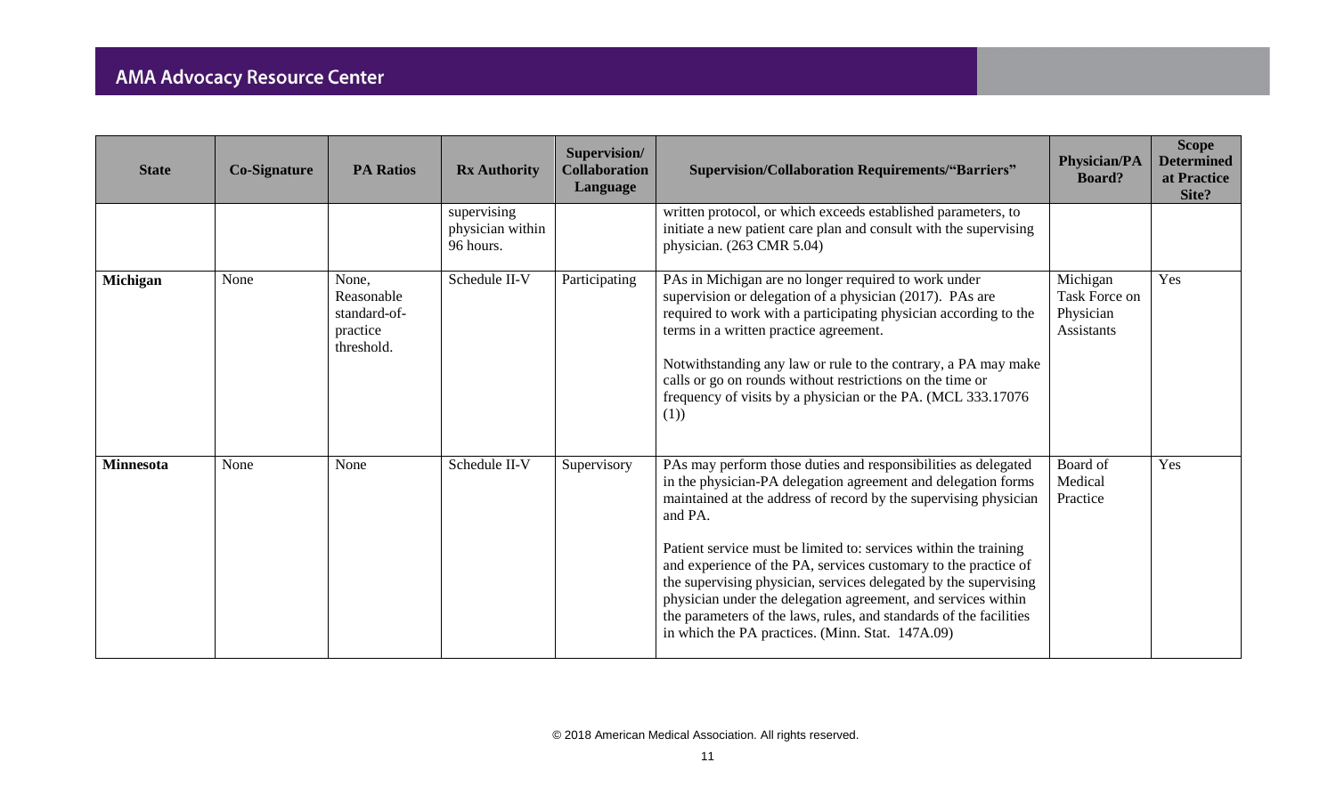| State | Co-Signature | PA Ratios | Rx Authority | Supervision/ Collaboration Language | Supervision/Collaboration Requirements/"Barriers" | Physician/PA Board? | Scope Determined at Practice Site? |
|---|---|---|---|---|---|---|---|
| | | | supervising physician within 96 hours. | | written protocol, or which exceeds established parameters, to initiate a new patient care plan and consult with the supervising physician. (263 CMR 5.04) | | |
| **Michigan** | None | None, Reasonable standard-of-practice threshold. | Schedule II-V | Participating | PAs in Michigan are no longer required to work under supervision or delegation of a physician (2017). PAs are required to work with a participating physician according to the terms in a written practice agreement.<br><br>Notwithstanding any law or rule to the contrary, a PA may make calls or go on rounds without restrictions on the time or frequency of visits by a physician or the PA. (MCL 333.17076 (1)) | Michigan Task Force on Physician Assistants | Yes |
| **Minnesota** | None | None | Schedule II-V | Supervisory | PAs may perform those duties and responsibilities as delegated in the physician-PA delegation agreement and delegation forms maintained at the address of record by the supervising physician and PA.<br><br>Patient service must be limited to: services within the training and experience of the PA, services customary to the practice of the supervising physician, services delegated by the supervising physician under the delegation agreement, and services within the parameters of the laws, rules, and standards of the facilities in which the PA practices. (Minn. Stat. 147A.09) | Board of Medical Practice | Yes |

© 2018 American Medical Association. All rights reserved.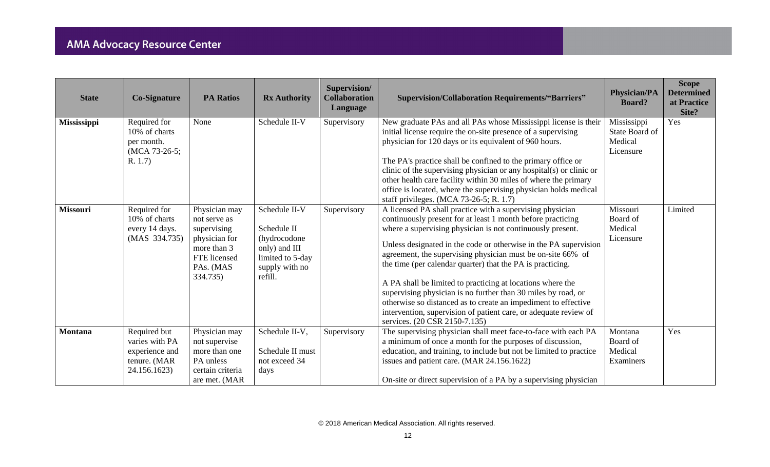| State | Co-Signature | PA Ratios | Rx Authority | Supervision/ Collaboration Language | Supervision/Collaboration Requirements/"Barriers" | Physician/PA Board? | Scope Determined at Practice Site? |
|---|---|---|---|---|---|---|---|
| **Mississippi** | Required for 10% of charts per month. (MCA 73-26-5; R. 1.7) | None | Schedule II-V | Supervisory | New graduate PAs and all PAs whose Mississippi license is their initial license require the on-site presence of a supervising physician for 120 days or its equivalent of 960 hours.<br><br>The PA's practice shall be confined to the primary office or clinic of the supervising physician or any hospital(s) or clinic or other health care facility within 30 miles of where the primary office is located, where the supervising physician holds medical staff privileges. (MCA 73-26-5; R. 1.7) | Mississippi State Board of Medical Licensure | Yes |
| **Missouri** | Required for 10% of charts every 14 days. (MAS 334.735) | Physician may not serve as supervising physician for more than 3 FTE licensed PAs. (MAS 334.735) | Schedule II-V<br><br>Schedule II (hydrocodone only) and III limited to 5-day supply with no refill. | Supervisory | A licensed PA shall practice with a supervising physician continuously present for at least 1 month before practicing where a supervising physician is not continuously present.<br><br>Unless designated in the code or otherwise in the PA supervision agreement, the supervising physician must be on-site 66% of the time (per calendar quarter) that the PA is practicing.<br><br>A PA shall be limited to practicing at locations where the supervising physician is no further than 30 miles by road, or otherwise so distanced as to create an impediment to effective intervention, supervision of patient care, or adequate review of services. (20 CSR 2150-7.135) | Missouri Board of Medical Licensure | Limited |
| **Montana** | Required but varies with PA experience and tenure. (MAR 24.156.1623) | Physician may not supervise more than one PA unless certain criteria are met. (MAR | Schedule II-V,<br><br>Schedule II must not exceed 34 days | Supervisory | The supervising physician shall meet face-to-face with each PA a minimum of once a month for the purposes of discussion, education, and training, to include but not be limited to practice issues and patient care. (MAR 24.156.1622)<br><br>On-site or direct supervision of a PA by a supervising physician | Montana Board of Medical Examiners | Yes |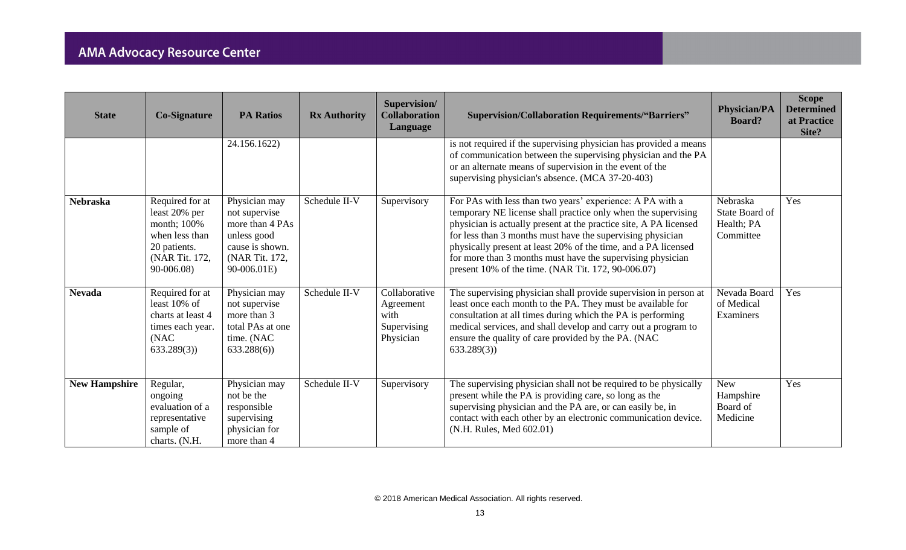| State | Co-Signature | PA Ratios | Rx Authority | Supervision/ Collaboration Language | Supervision/Collaboration Requirements/"Barriers" | Physician/PA Board? | Scope Determined at Practice Site? |
|---|---|---|---|---|---|---|---|
| | | 24.156.1622) | | | is not required if the supervising physician has provided a means of communication between the supervising physician and the PA or an alternate means of supervision in the event of the supervising physician's absence. (MCA 37-20-403) | | |
| **Nebraska** | Required for at least 20% per month; 100% when less than 20 patients. (NAR Tit. 172, 90-006.08) | Physician may not supervise more than 4 PAs unless good cause is shown. (NAR Tit. 172, 90-006.01E) | Schedule II-V | Supervisory | For PAs with less than two years' experience: A PA with a temporary NE license shall practice only when the supervising physician is actually present at the practice site, A PA licensed for less than 3 months must have the supervising physician physically present at least 20% of the time, and a PA licensed for more than 3 months must have the supervising physician present 10% of the time. (NAR Tit. 172, 90-006.07) | Nebraska State Board of Health; PA Committee | Yes |
| **Nevada** | Required for at least 10% of charts at least 4 times each year. (NAC 633.289(3)) | Physician may not supervise more than 3 total PAs at one time. (NAC 633.288(6)) | Schedule II-V | Collaborative Agreement with Supervising Physician | The supervising physician shall provide supervision in person at least once each month to the PA. They must be available for consultation at all times during which the PA is performing medical services, and shall develop and carry out a program to ensure the quality of care provided by the PA. (NAC 633.289(3)) | Nevada Board of Medical Examiners | Yes |
| **New Hampshire** | Regular, ongoing evaluation of a representative sample of charts. (N.H. | Physician may not be the responsible supervising physician for more than 4 | Schedule II-V | Supervisory | The supervising physician shall not be required to be physically present while the PA is providing care, so long as the supervising physician and the PA are, or can easily be, in contact with each other by an electronic communication device. (N.H. Rules, Med 602.01) | New Hampshire Board of Medicine | Yes |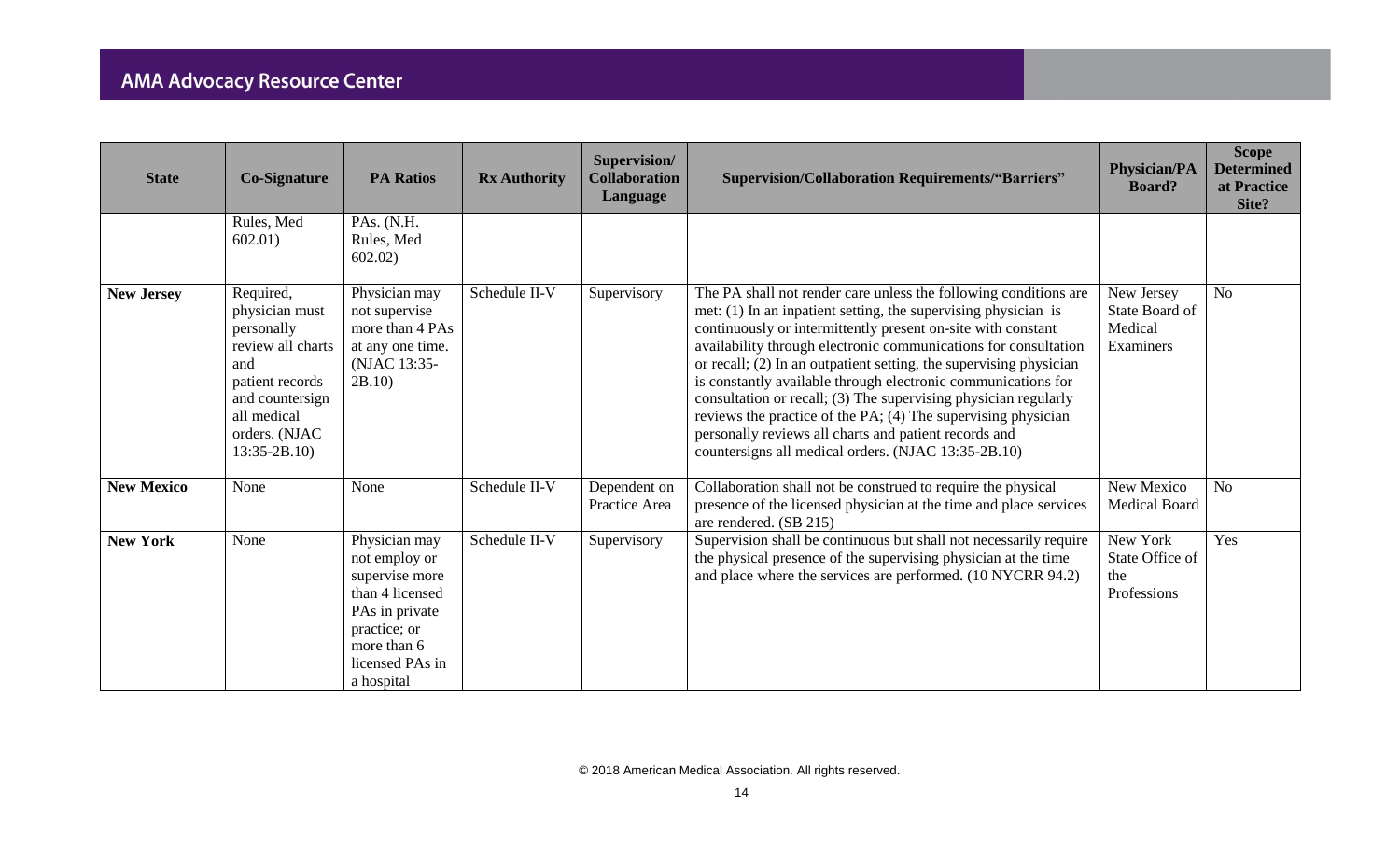| State | Co-Signature | PA Ratios | Rx Authority | Supervision/ Collaboration Language | Supervision/Collaboration Requirements/"Barriers" | Physician/PA Board? | Scope Determined at Practice Site? |
|---|---|---|---|---|---|---|---|
| | Rules, Med 602.01) | PAs. (N.H. Rules, Med 602.02) | | | | | |
| **New Jersey** | Required, physician must personally review all charts and patient records and countersign all medical orders. (NJAC 13:35-2B.10) | Physician may not supervise more than 4 PAs at any one time. (NJAC 13:35-2B.10) | Schedule II-V | Supervisory | The PA shall not render care unless the following conditions are met: (1) In an inpatient setting, the supervising physician is continuously or intermittently present on-site with constant availability through electronic communications for consultation or recall; (2) In an outpatient setting, the supervising physician is constantly available through electronic communications for consultation or recall; (3) The supervising physician regularly reviews the practice of the PA; (4) The supervising physician personally reviews all charts and patient records and countersigns all medical orders. (NJAC 13:35-2B.10) | New Jersey State Board of Medical Examiners | No |
| **New Mexico** | None | None | Schedule II-V | Dependent on Practice Area | Collaboration shall not be construed to require the physical presence of the licensed physician at the time and place services are rendered. (SB 215) | New Mexico Medical Board | No |
| **New York** | None | Physician may not employ or supervise more than 4 licensed PAs in private practice; or more than 6 licensed PAs in a hospital | Schedule II-V | Supervisory | Supervision shall be continuous but shall not necessarily require the physical presence of the supervising physician at the time and place where the services are performed. (10 NYCRR 94.2) | New York State Office of the Professions | Yes |

© 2018 American Medical Association. All rights reserved.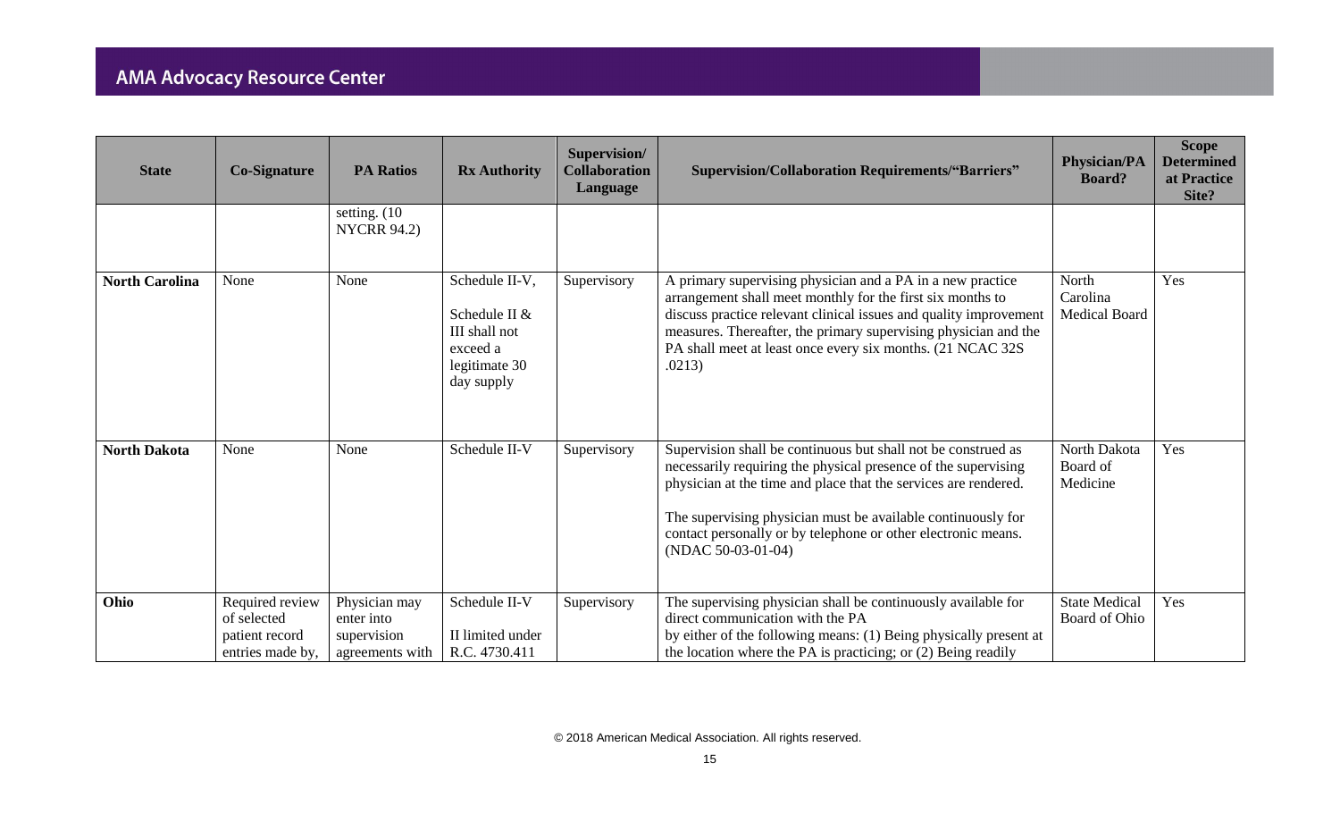| State | Co-Signature | PA Ratios | Rx Authority | Supervision/ Collaboration Language | Supervision/Collaboration Requirements/"Barriers" | Physician/PA Board? | Scope Determined at Practice Site? |
|---|---|---|---|---|---|---|---|
| | | setting. (10 NYCRR 94.2) | | | | | |
| **North Carolina** | None | None | Schedule II-V, Schedule II & III shall not exceed a legitimate 30 day supply | Supervisory | A primary supervising physician and a PA in a new practice arrangement shall meet monthly for the first six months to discuss practice relevant clinical issues and quality improvement measures. Thereafter, the primary supervising physician and the PA shall meet at least once every six months. (21 NCAC 32S .0213) | North Carolina Medical Board | Yes |
| **North Dakota** | None | None | Schedule II-V | Supervisory | Supervision shall be continuous but shall not be construed as necessarily requiring the physical presence of the supervising physician at the time and place that the services are rendered. The supervising physician must be available continuously for contact personally or by telephone or other electronic means. (NDAC 50-03-01-04) | North Dakota Board of Medicine | Yes |
| **Ohio** | Required review of selected patient record entries made by, | Physician may enter into supervision agreements with | Schedule II-V II limited under R.C. 4730.411 | Supervisory | The supervising physician shall be continuously available for direct communication with the PA by either of the following means: (1) Being physically present at the location where the PA is practicing; or (2) Being readily | State Medical Board of Ohio | Yes |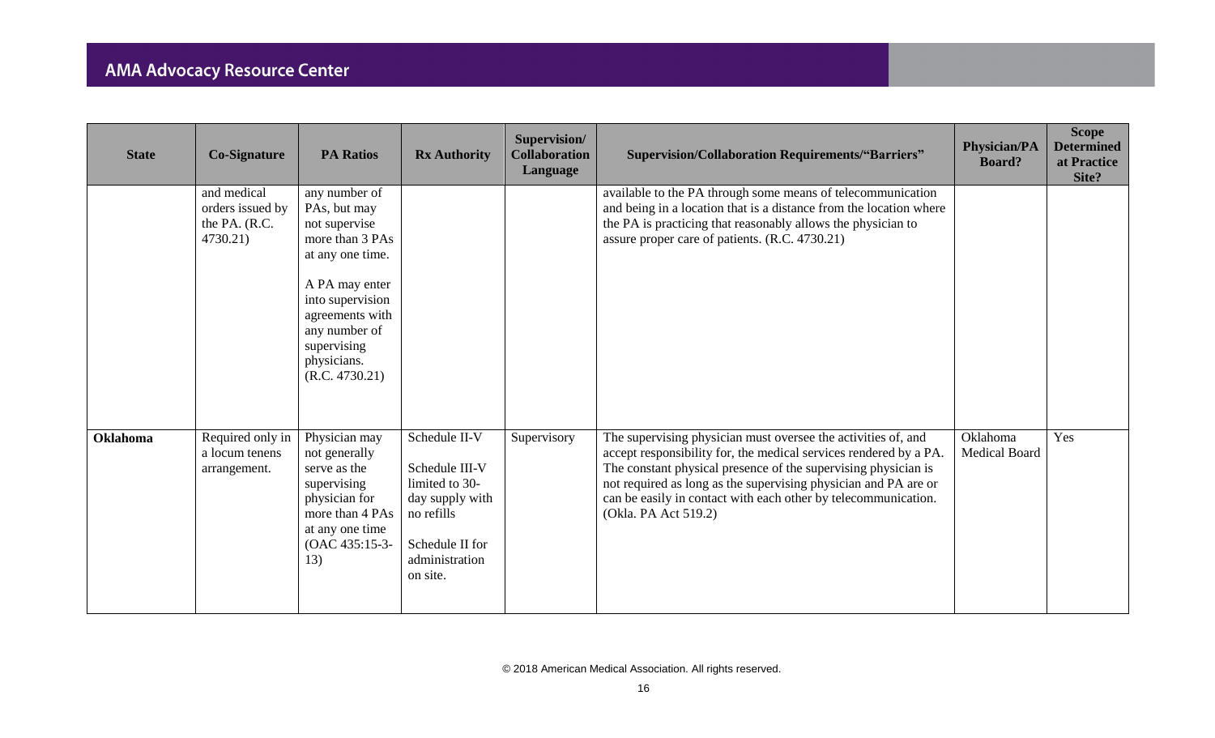| State | Co-Signature | PA Ratios | Rx Authority | Supervision/ Collaboration Language | Supervision/Collaboration Requirements/"Barriers" | Physician/PA Board? | Scope Determined at Practice Site? |
|---|---|---|---|---|---|---|---|
| | and medical orders issued by the PA. (R.C. 4730.21) | any number of PAs, but may not supervise more than 3 PAs at any one time.<br><br>A PA may enter into supervision agreements with any number of supervising physicians. (R.C. 4730.21) | | | available to the PA through some means of telecommunication and being in a location that is a distance from the location where the PA is practicing that reasonably allows the physician to assure proper care of patients. (R.C. 4730.21) | | |
| **Oklahoma** | Required only in a locum tenens arrangement. | Physician may not generally serve as the supervising physician for more than 4 PAs at any one time (OAC 435:15-3-13) | Schedule II-V<br><br>Schedule III-V limited to 30-day supply with no refills<br><br>Schedule II for administration on site. | Supervisory | The supervising physician must oversee the activities of, and accept responsibility for, the medical services rendered by a PA. The constant physical presence of the supervising physician is not required as long as the supervising physician and PA are or can be easily in contact with each other by telecommunication. (Okla. PA Act 519.2) | Oklahoma Medical Board | Yes |

© 2018 American Medical Association. All rights reserved.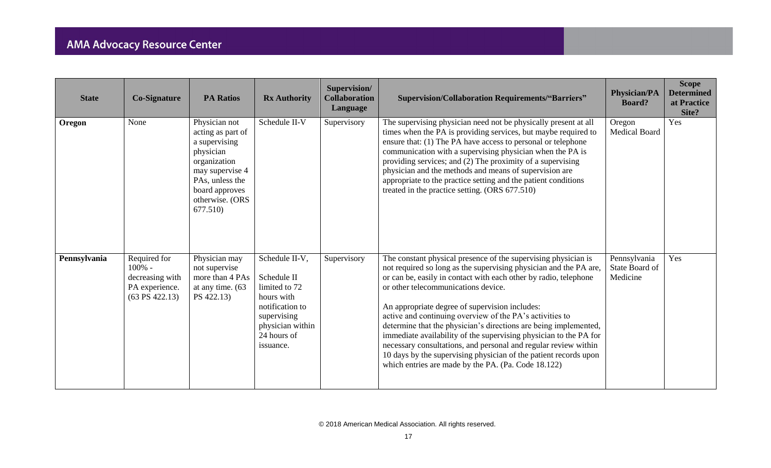| State | Co-Signature | PA Ratios | Rx Authority | Supervision/ Collaboration Language | Supervision/Collaboration Requirements/"Barriers" | Physician/PA Board? | Scope Determined at Practice Site? |
|---|---|---|---|---|---|---|---|
| **Oregon** | None | Physician not acting as part of a supervising physician organization may supervise 4 PAs, unless the board approves otherwise. (ORS 677.510) | Schedule II-V | Supervisory | The supervising physician need not be physically present at all times when the PA is providing services, but maybe required to ensure that: (1) The PA have access to personal or telephone communication with a supervising physician when the PA is providing services; and (2) The proximity of a supervising physician and the methods and means of supervision are appropriate to the practice setting and the patient conditions treated in the practice setting. (ORS 677.510) | Oregon Medical Board | Yes |
| **Pennsylvania** | Required for 100% - decreasing with PA experience. (63 PS 422.13) | Physician may not supervise more than 4 PAs at any time. (63 PS 422.13) | Schedule II-V, Schedule II limited to 72 hours with notification to supervising physician within 24 hours of issuance. | Supervisory | The constant physical presence of the supervising physician is not required so long as the supervising physician and the PA are, or can be, easily in contact with each other by radio, telephone or other telecommunications device.<br><br>An appropriate degree of supervision includes: active and continuing overview of the PA's activities to determine that the physician's directions are being implemented, immediate availability of the supervising physician to the PA for necessary consultations, and personal and regular review within 10 days by the supervising physician of the patient records upon which entries are made by the PA. (Pa. Code 18.122) | Pennsylvania State Board of Medicine | Yes |

© 2018 American Medical Association. All rights reserved.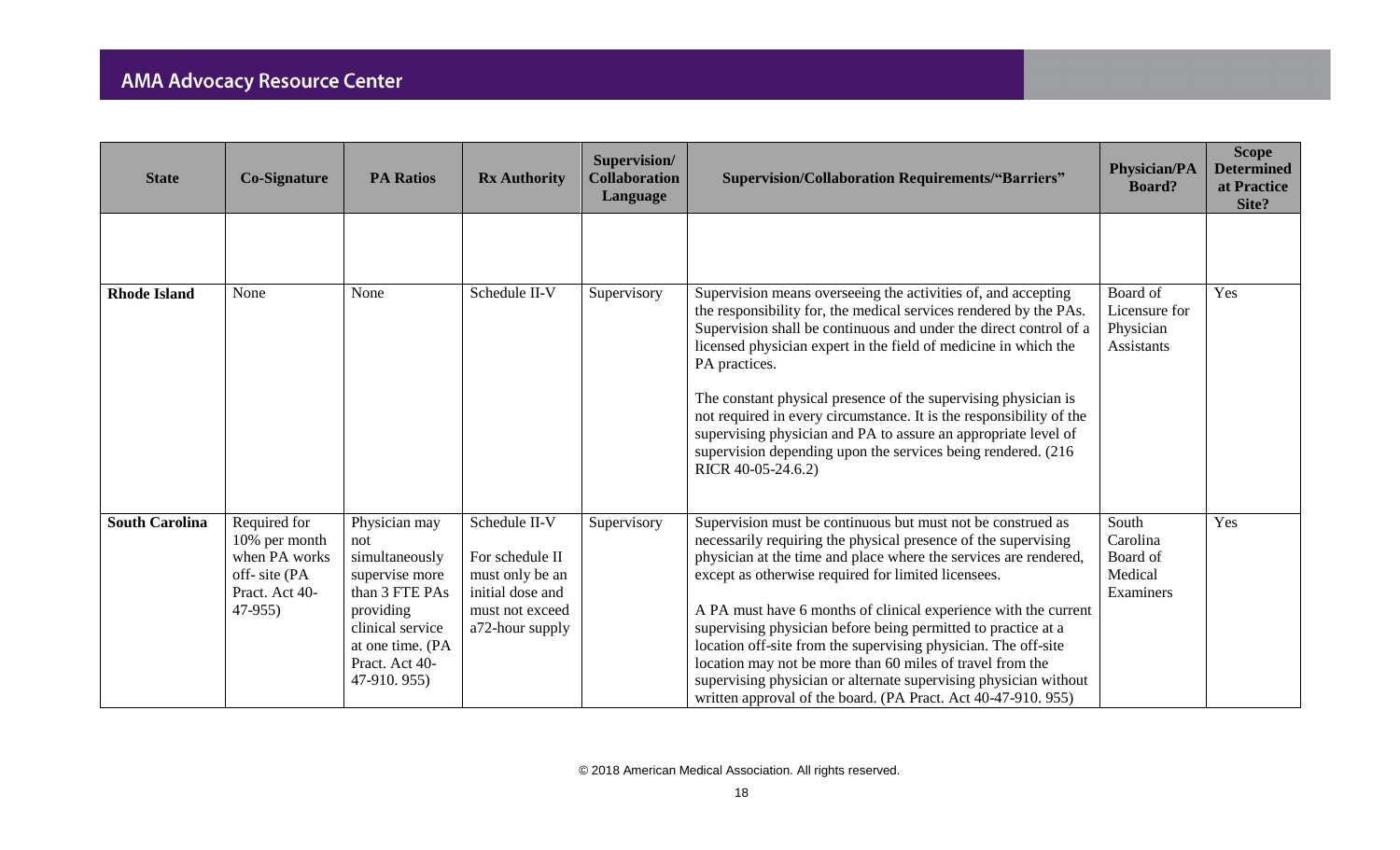| State | Co-Signature | PA Ratios | Rx Authority | Supervision/ Collaboration Language | Supervision/Collaboration Requirements/"Barriers" | Physician/PA Board? | Scope Determined at Practice Site? |
|---|---|---|---|---|---|---|---|
| | | | | | | | |
| **Rhode Island** | None | None | Schedule II-V | Supervisory | Supervision means overseeing the activities of, and accepting the responsibility for, the medical services rendered by the PAs. Supervision shall be continuous and under the direct control of a licensed physician expert in the field of medicine in which the PA practices.<br><br>The constant physical presence of the supervising physician is not required in every circumstance. It is the responsibility of the supervising physician and PA to assure an appropriate level of supervision depending upon the services being rendered. (216 RICR 40-05-24.6.2) | Board of Licensure for Physician Assistants | Yes |
| **South Carolina** | Required for 10% per month when PA works off- site (PA Pract. Act 40-47-955) | Physician may not simultaneously supervise more than 3 FTE PAs providing clinical service at one time. (PA Pract. Act 40-47-910. 955) | Schedule II-V<br><br>For schedule II must only be an initial dose and must not exceed a72-hour supply | Supervisory | Supervision must be continuous but must not be construed as necessarily requiring the physical presence of the supervising physician at the time and place where the services are rendered, except as otherwise required for limited licensees.<br><br>A PA must have 6 months of clinical experience with the current supervising physician before being permitted to practice at a location off-site from the supervising physician. The off-site location may not be more than 60 miles of travel from the supervising physician or alternate supervising physician without written approval of the board. (PA Pract. Act 40-47-910. 955) | South Carolina Board of Medical Examiners | Yes |

© 2018 American Medical Association. All rights reserved.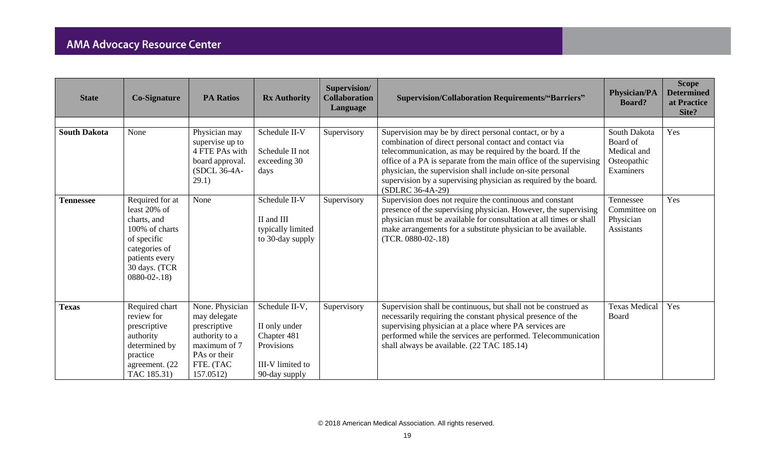| State | Co-Signature | PA Ratios | Rx Authority | Supervision/ Collaboration Language | Supervision/Collaboration Requirements/"Barriers" | Physician/PA Board? | Scope Determined at Practice Site? |
|---|---|---|---|---|---|---|---|
| | | | | | | | |
| **South Dakota** | None | Physician may supervise up to 4 FTE PAs with board approval. (SDCL 36-4A-29.1) | Schedule II-V<br><br>Schedule II not exceeding 30 days | Supervisory | Supervision may be by direct personal contact, or by a combination of direct personal contact and contact via telecommunication, as may be required by the board. If the office of a PA is separate from the main office of the supervising physician, the supervision shall include on-site personal supervision by a supervising physician as required by the board. (SDLRC 36-4A-29) | South Dakota Board of Medical and Osteopathic Examiners | Yes |
| **Tennessee** | Required for at least 20% of charts, and 100% of charts of specific categories of patients every 30 days. (TCR 0880-02-.18) | None | Schedule II-V<br><br>II and III typically limited to 30-day supply | Supervisory | Supervision does not require the continuous and constant presence of the supervising physician. However, the supervising physician must be available for consultation at all times or shall make arrangements for a substitute physician to be available. (TCR. 0880-02-.18) | Tennessee Committee on Physician Assistants | Yes |
| **Texas** | Required chart review for prescriptive authority determined by practice agreement. (22 TAC 185.31) | None. Physician may delegate prescriptive authority to a maximum of 7 PAs or their FTE. (TAC 157.0512) | Schedule II-V,<br><br>II only under Chapter 481 Provisions<br><br>III-V limited to 90-day supply | Supervisory | Supervision shall be continuous, but shall not be construed as necessarily requiring the constant physical presence of the supervising physician at a place where PA services are performed while the services are performed. Telecommunication shall always be available. (22 TAC 185.14) | Texas Medical Board | Yes |

© 2018 American Medical Association. All rights reserved.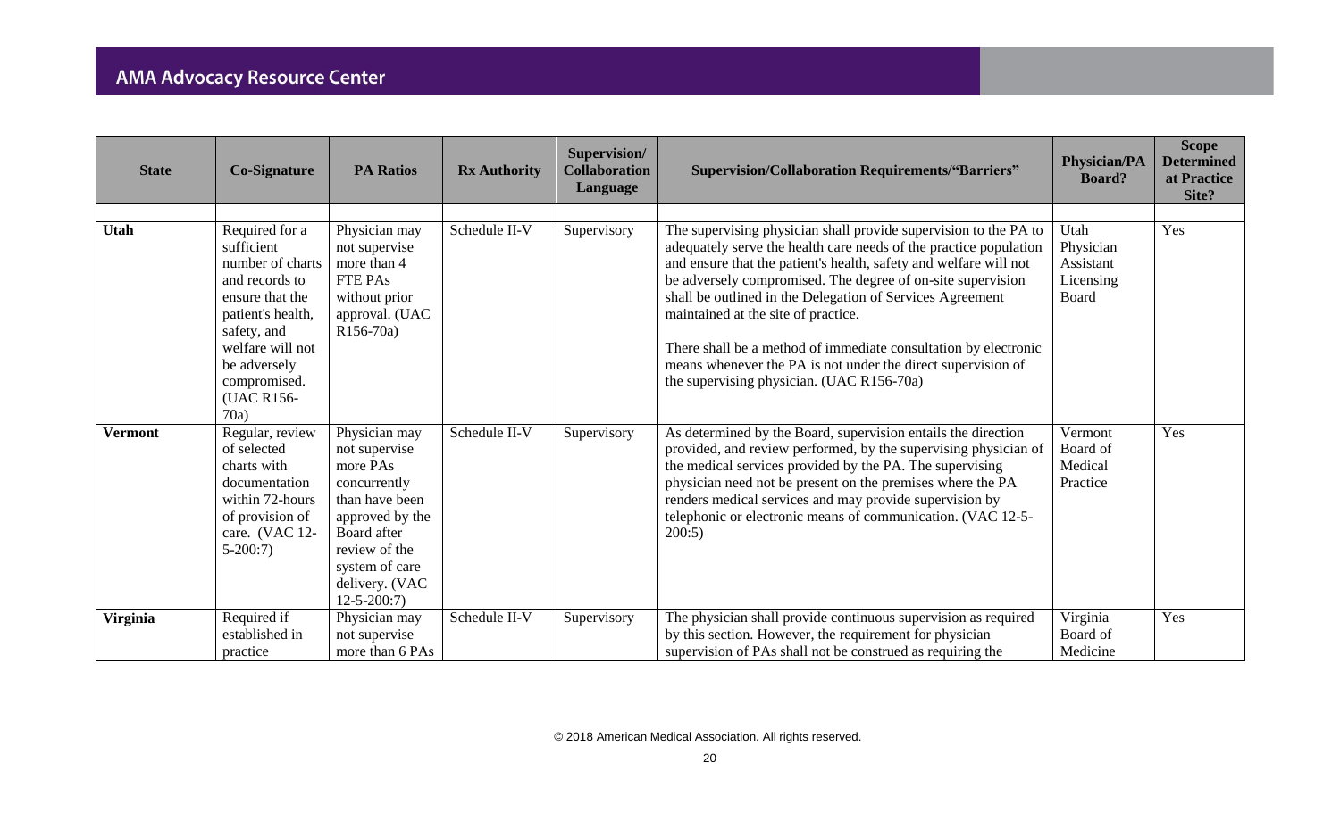| State | Co-Signature | PA Ratios | Rx Authority | Supervision/ Collaboration Language | Supervision/Collaboration Requirements/"Barriers" | Physician/PA Board? | Scope Determined at Practice Site? |
|---|---|---|---|---|---|---|---|
| | | | | | | | |
| **Utah** | Required for a sufficient number of charts and records to ensure that the patient's health, safety, and welfare will not be adversely compromised. (UAC R156-70a) | Physician may not supervise more than 4 FTE PAs without prior approval. (UAC R156-70a) | Schedule II-V | Supervisory | The supervising physician shall provide supervision to the PA to adequately serve the health care needs of the practice population and ensure that the patient's health, safety and welfare will not be adversely compromised. The degree of on-site supervision shall be outlined in the Delegation of Services Agreement maintained at the site of practice.<br><br>There shall be a method of immediate consultation by electronic means whenever the PA is not under the direct supervision of the supervising physician. (UAC R156-70a) | Utah Physician Assistant Licensing Board | Yes |
| **Vermont** | Regular, review of selected charts with documentation within 72-hours of provision of care. (VAC 12-5-200:7) | Physician may not supervise more PAs concurrently than have been approved by the Board after review of the system of care delivery. (VAC 12-5-200:7) | Schedule II-V | Supervisory | As determined by the Board, supervision entails the direction provided, and review performed, by the supervising physician of the medical services provided by the PA. The supervising physician need not be present on the premises where the PA renders medical services and may provide supervision by telephonic or electronic means of communication. (VAC 12-5-200:5) | Vermont Board of Medical Practice | Yes |
| **Virginia** | Required if established in practice | Physician may not supervise more than 6 PAs | Schedule II-V | Supervisory | The physician shall provide continuous supervision as required by this section. However, the requirement for physician supervision of PAs shall not be construed as requiring the | Virginia Board of Medicine | Yes |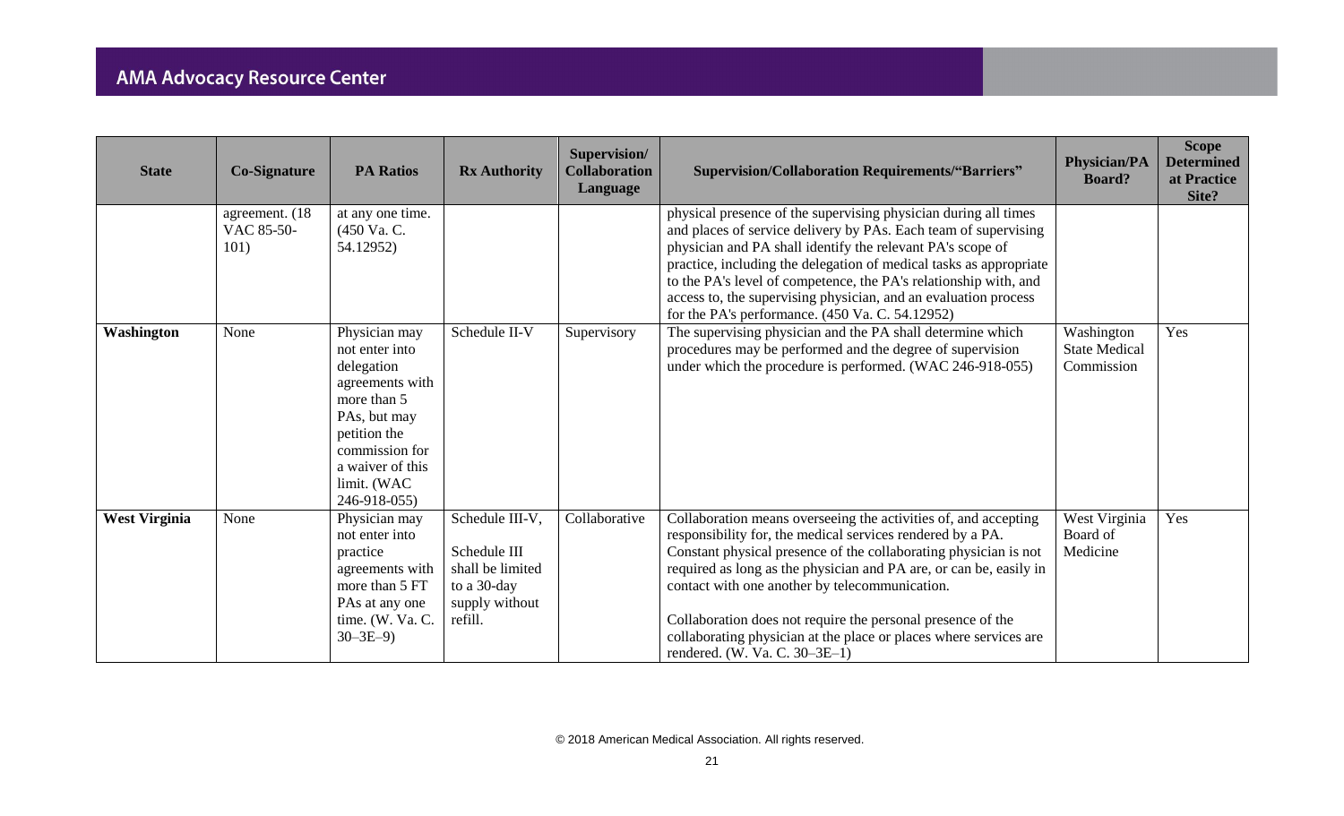| State | Co-Signature | PA Ratios | Rx Authority | Supervision/ Collaboration Language | Supervision/Collaboration Requirements/"Barriers" | Physician/PA Board? | Scope Determined at Practice Site? |
|---|---|---|---|---|---|---|---|
| | agreement. (18 VAC 85-50-101) | at any one time. (450 Va. C. 54.12952) | | | physical presence of the supervising physician during all times and places of service delivery by PAs. Each team of supervising physician and PA shall identify the relevant PA's scope of practice, including the delegation of medical tasks as appropriate to the PA's level of competence, the PA's relationship with, and access to, the supervising physician, and an evaluation process for the PA's performance. (450 Va. C. 54.12952) | | |
| **Washington** | None | Physician may not enter into delegation agreements with more than 5 PAs, but may petition the commission for a waiver of this limit. (WAC 246-918-055) | Schedule II-V | Supervisory | The supervising physician and the PA shall determine which procedures may be performed and the degree of supervision under which the procedure is performed. (WAC 246-918-055) | Washington State Medical Commission | Yes |
| **West Virginia** | None | Physician may not enter into practice agreements with more than 5 FT PAs at any one time. (W. Va. C. 30–3E–9) | Schedule III-V, Schedule III shall be limited to a 30-day supply without refill. | Collaborative | Collaboration means overseeing the activities of, and accepting responsibility for, the medical services rendered by a PA. Constant physical presence of the collaborating physician is not required as long as the physician and PA are, or can be, easily in contact with one another by telecommunication.<br><br>Collaboration does not require the personal presence of the collaborating physician at the place or places where services are rendered. (W. Va. C. 30–3E–1) | West Virginia Board of Medicine | Yes |

© 2018 American Medical Association. All rights reserved.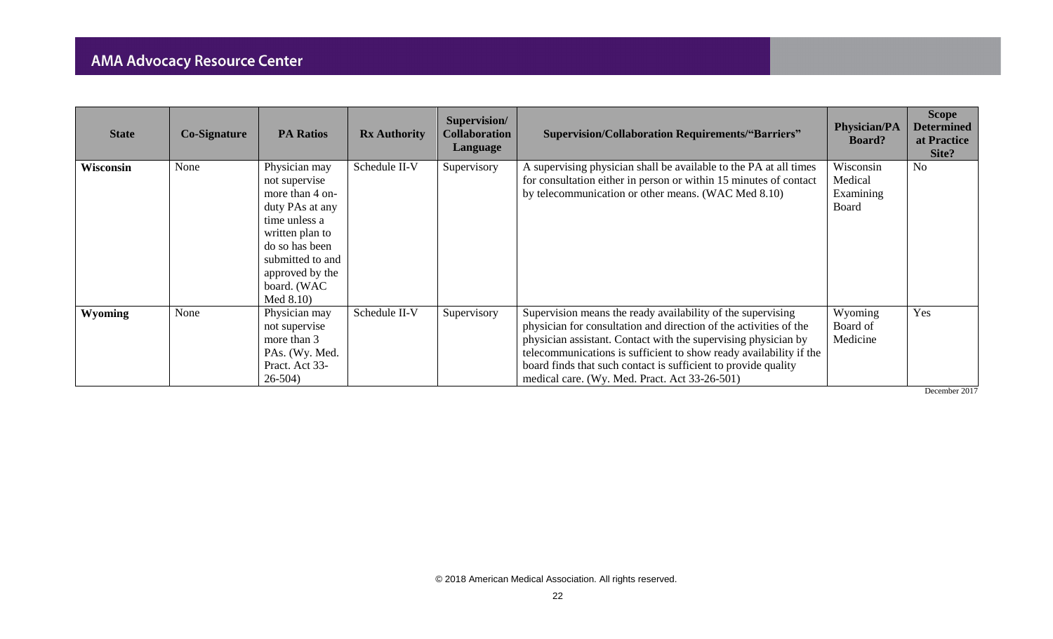| State | Co-Signature | PA Ratios | Rx Authority | Supervision/ Collaboration Language | Supervision/Collaboration Requirements/"Barriers" | Physician/PA Board? | Scope Determined at Practice Site? |
|---|---|---|---|---|---|---|---|
| **Wisconsin** | None | Physician may not supervise more than 4 on-duty PAs at any time unless a written plan to do so has been submitted to and approved by the board. (WAC Med 8.10) | Schedule II-V | Supervisory | A supervising physician shall be available to the PA at all times for consultation either in person or within 15 minutes of contact by telecommunication or other means. (WAC Med 8.10) | Wisconsin Medical Examining Board | No |
| **Wyoming** | None | Physician may not supervise more than 3 PAs. (Wy. Med. Pract. Act 33-26-504) | Schedule II-V | Supervisory | Supervision means the ready availability of the supervising physician for consultation and direction of the activities of the physician assistant. Contact with the supervising physician by telecommunications is sufficient to show ready availability if the board finds that such contact is sufficient to provide quality medical care. (Wy. Med. Pract. Act 33-26-501) | Wyoming Board of Medicine | Yes |

December 2017

© 2018 American Medical Association. All rights reserved.